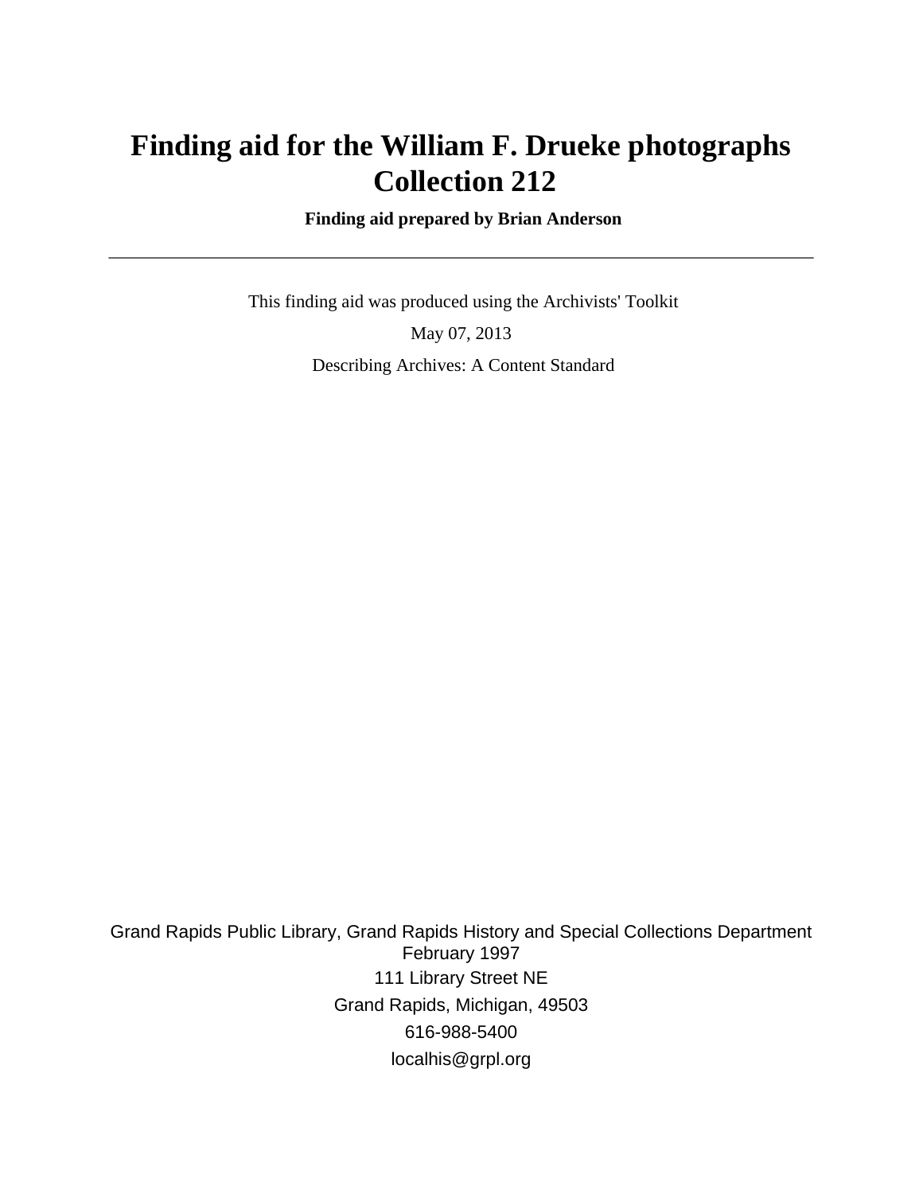# Finding aid for the William F. Drueke photographs Collection 212

**Finding aid prepared by Brian Anderson**

---

This finding aid was produced using the Archivists' Toolkit

May 07, 2013

Describing Archives: A Content Standard

Grand Rapids Public Library, Grand Rapids History and Special Collections Department
February 1997
111 Library Street NE
Grand Rapids, Michigan, 49503
616-988-5400
localhis@grpl.org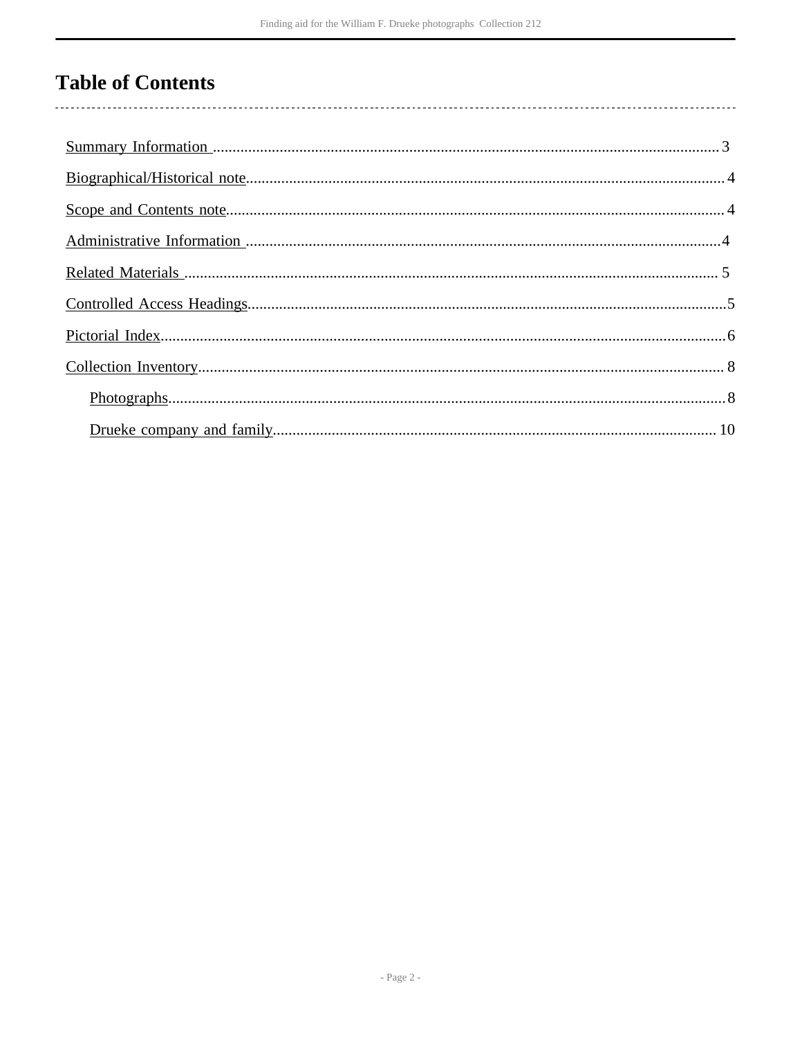# Table of Contents

- Summary Information ........ 3
- Biographical/Historical note ........ 4
- Scope and Contents note ........ 4
- Administrative Information ........ 4
- Related Materials ........ 5
- Controlled Access Headings ........ 5
- Pictorial Index ........ 6
- Collection Inventory ........ 8
  - Photographs ........ 8
  - Drueke company and family ........ 10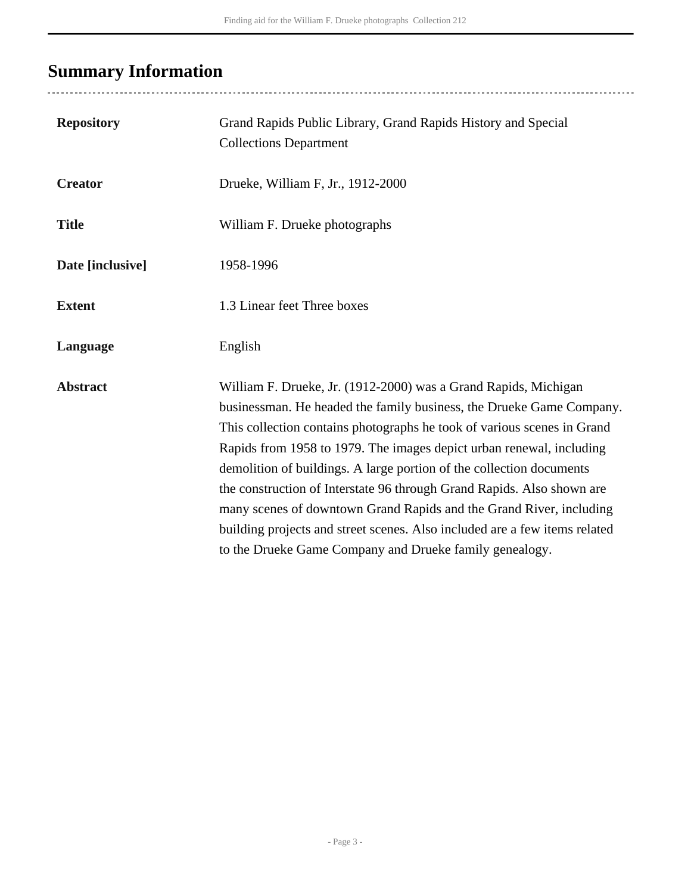## Summary Information

| | |
|---|---|
| **Repository** | Grand Rapids Public Library, Grand Rapids History and Special Collections Department |
| **Creator** | Drueke, William F, Jr., 1912-2000 |
| **Title** | William F. Drueke photographs |
| **Date [inclusive]** | 1958-1996 |
| **Extent** | 1.3 Linear feet Three boxes |
| **Language** | English |
| **Abstract** | William F. Drueke, Jr. (1912-2000) was a Grand Rapids, Michigan businessman. He headed the family business, the Drueke Game Company. This collection contains photographs he took of various scenes in Grand Rapids from 1958 to 1979. The images depict urban renewal, including demolition of buildings. A large portion of the collection documents the construction of Interstate 96 through Grand Rapids. Also shown are many scenes of downtown Grand Rapids and the Grand River, including building projects and street scenes. Also included are a few items related to the Drueke Game Company and Drueke family genealogy. |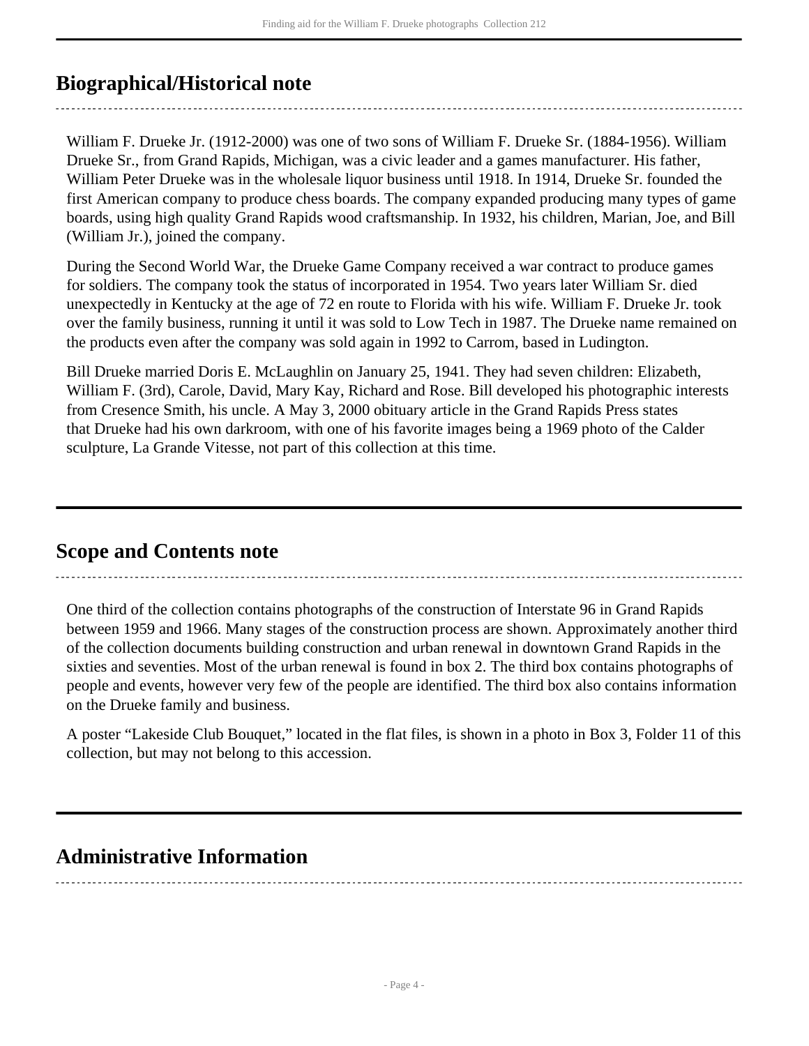## Biographical/Historical note

William F. Drueke Jr. (1912-2000) was one of two sons of William F. Drueke Sr. (1884-1956). William Drueke Sr., from Grand Rapids, Michigan, was a civic leader and a games manufacturer. His father, William Peter Drueke was in the wholesale liquor business until 1918. In 1914, Drueke Sr. founded the first American company to produce chess boards. The company expanded producing many types of game boards, using high quality Grand Rapids wood craftsmanship. In 1932, his children, Marian, Joe, and Bill (William Jr.), joined the company.

During the Second World War, the Drueke Game Company received a war contract to produce games for soldiers. The company took the status of incorporated in 1954. Two years later William Sr. died unexpectedly in Kentucky at the age of 72 en route to Florida with his wife. William F. Drueke Jr. took over the family business, running it until it was sold to Low Tech in 1987. The Drueke name remained on the products even after the company was sold again in 1992 to Carrom, based in Ludington.

Bill Drueke married Doris E. McLaughlin on January 25, 1941. They had seven children: Elizabeth, William F. (3rd), Carole, David, Mary Kay, Richard and Rose. Bill developed his photographic interests from Cresence Smith, his uncle. A May 3, 2000 obituary article in the Grand Rapids Press states that Drueke had his own darkroom, with one of his favorite images being a 1969 photo of the Calder sculpture, La Grande Vitesse, not part of this collection at this time.

## Scope and Contents note

One third of the collection contains photographs of the construction of Interstate 96 in Grand Rapids between 1959 and 1966. Many stages of the construction process are shown. Approximately another third of the collection documents building construction and urban renewal in downtown Grand Rapids in the sixties and seventies. Most of the urban renewal is found in box 2. The third box contains photographs of people and events, however very few of the people are identified. The third box also contains information on the Drueke family and business.

A poster "Lakeside Club Bouquet," located in the flat files, is shown in a photo in Box 3, Folder 11 of this collection, but may not belong to this accession.

## Administrative Information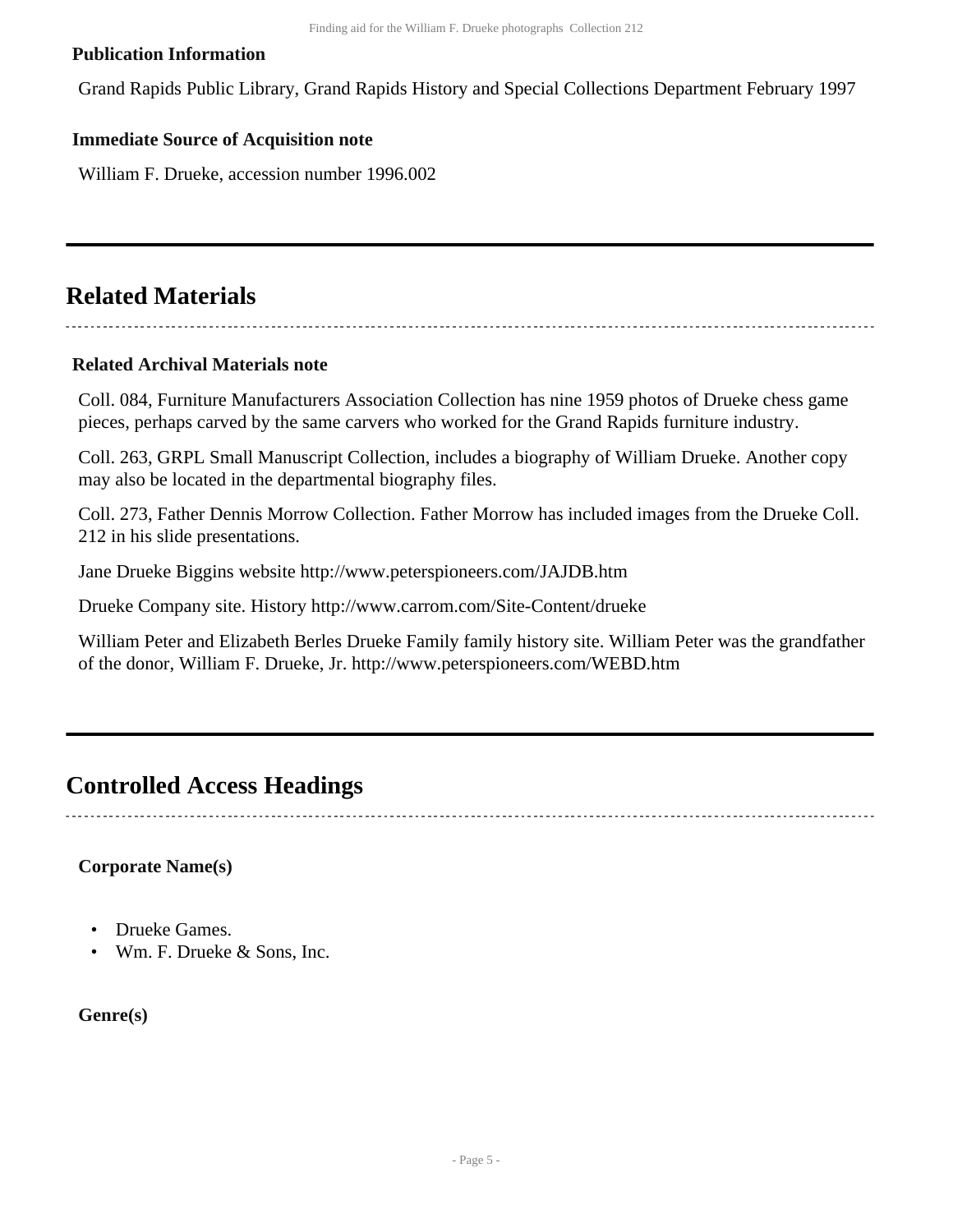**Publication Information**

Grand Rapids Public Library, Grand Rapids History and Special Collections Department February 1997

**Immediate Source of Acquisition note**

William F. Drueke, accession number 1996.002

## Related Materials

**Related Archival Materials note**

Coll. 084, Furniture Manufacturers Association Collection has nine 1959 photos of Drueke chess game pieces, perhaps carved by the same carvers who worked for the Grand Rapids furniture industry.

Coll. 263, GRPL Small Manuscript Collection, includes a biography of William Drueke. Another copy may also be located in the departmental biography files.

Coll. 273, Father Dennis Morrow Collection. Father Morrow has included images from the Drueke Coll. 212 in his slide presentations.

Jane Drueke Biggins website http://www.peterspioneers.com/JAJDB.htm

Drueke Company site. History http://www.carrom.com/Site-Content/drueke

William Peter and Elizabeth Berles Drueke Family family history site. William Peter was the grandfather of the donor, William F. Drueke, Jr. http://www.peterspioneers.com/WEBD.htm

## Controlled Access Headings

**Corporate Name(s)**

- Drueke Games.
- Wm. F. Drueke & Sons, Inc.

**Genre(s)**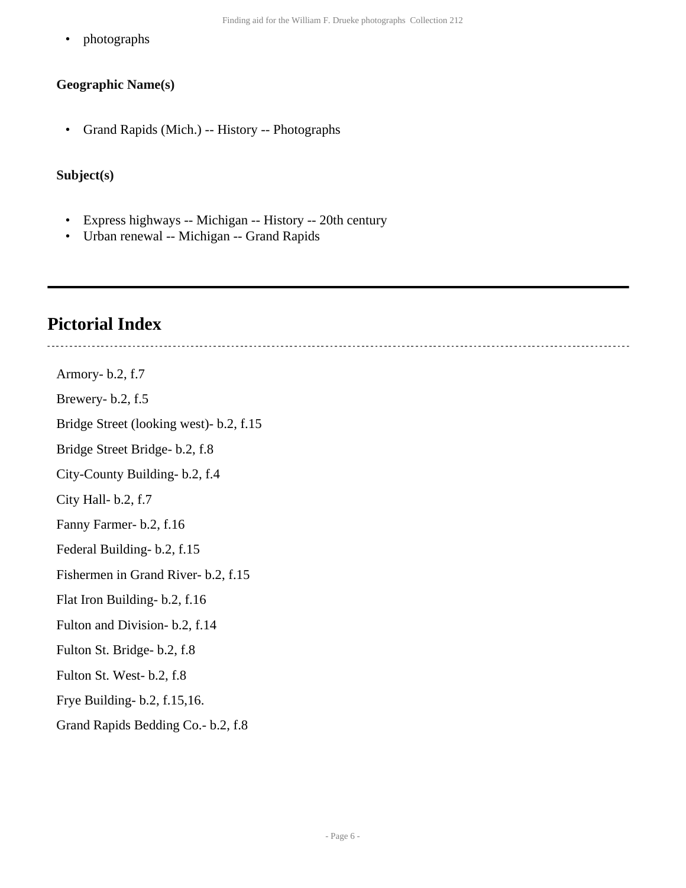- photographs

**Geographic Name(s)**

- Grand Rapids (Mich.) -- History -- Photographs

**Subject(s)**

- Express highways -- Michigan -- History -- 20th century
- Urban renewal -- Michigan -- Grand Rapids

## Pictorial Index

Armory- b.2, f.7

Brewery- b.2, f.5

Bridge Street (looking west)- b.2, f.15

Bridge Street Bridge- b.2, f.8

City-County Building- b.2, f.4

City Hall- b.2, f.7

Fanny Farmer- b.2, f.16

Federal Building- b.2, f.15

Fishermen in Grand River- b.2, f.15

Flat Iron Building- b.2, f.16

Fulton and Division- b.2, f.14

Fulton St. Bridge- b.2, f.8

Fulton St. West- b.2, f.8

Frye Building- b.2, f.15,16.

Grand Rapids Bedding Co.- b.2, f.8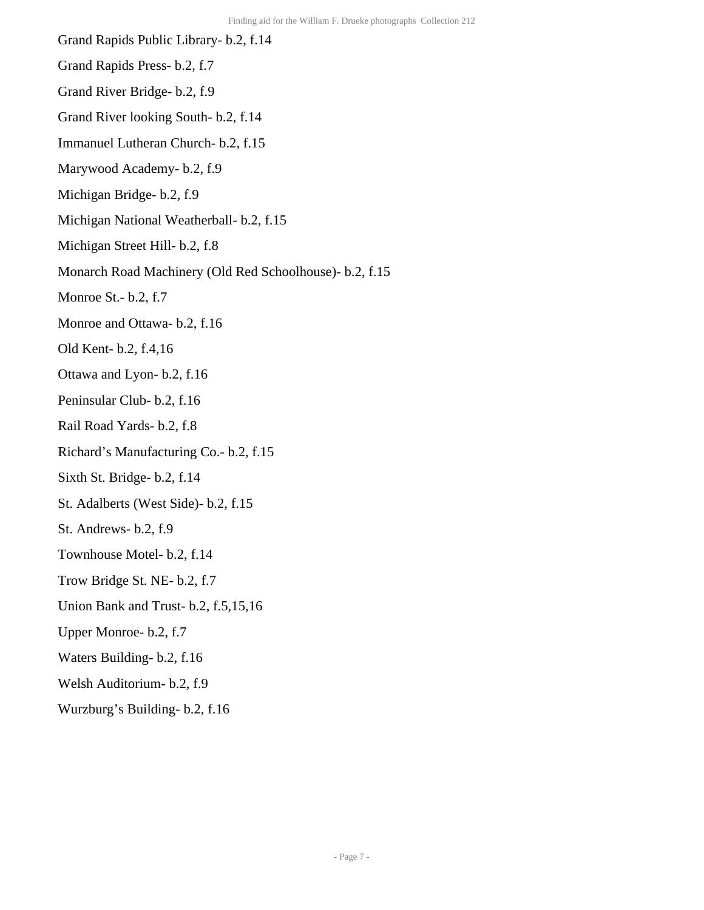Grand Rapids Public Library- b.2, f.14

Grand Rapids Press- b.2, f.7

Grand River Bridge- b.2, f.9

Grand River looking South- b.2, f.14

Immanuel Lutheran Church- b.2, f.15

Marywood Academy- b.2, f.9

Michigan Bridge- b.2, f.9

Michigan National Weatherball- b.2, f.15

Michigan Street Hill- b.2, f.8

Monarch Road Machinery (Old Red Schoolhouse)- b.2, f.15

Monroe St.- b.2, f.7

Monroe and Ottawa- b.2, f.16

Old Kent- b.2, f.4,16

Ottawa and Lyon- b.2, f.16

Peninsular Club- b.2, f.16

Rail Road Yards- b.2, f.8

Richard's Manufacturing Co.- b.2, f.15

Sixth St. Bridge- b.2, f.14

St. Adalberts (West Side)- b.2, f.15

St. Andrews- b.2, f.9

Townhouse Motel- b.2, f.14

Trow Bridge St. NE- b.2, f.7

Union Bank and Trust- b.2, f.5,15,16

Upper Monroe- b.2, f.7

Waters Building- b.2, f.16

Welsh Auditorium- b.2, f.9

Wurzburg's Building- b.2, f.16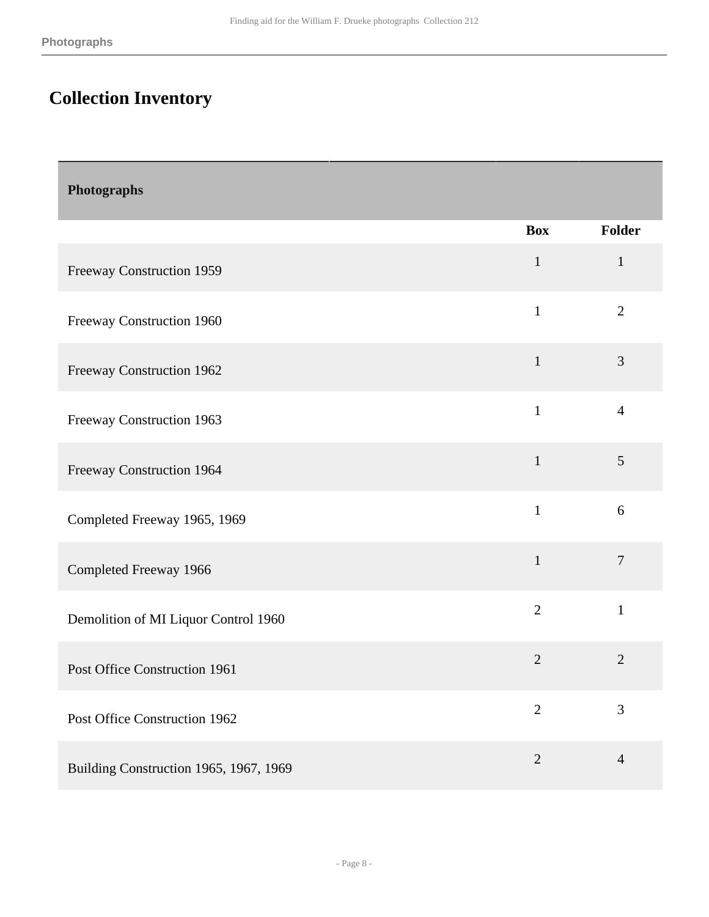## Collection Inventory

| Photographs | Box | Folder |
|---|---|---|
| Freeway Construction 1959 | 1 | 1 |
| Freeway Construction 1960 | 1 | 2 |
| Freeway Construction 1962 | 1 | 3 |
| Freeway Construction 1963 | 1 | 4 |
| Freeway Construction 1964 | 1 | 5 |
| Completed Freeway 1965, 1969 | 1 | 6 |
| Completed Freeway 1966 | 1 | 7 |
| Demolition of MI Liquor Control 1960 | 2 | 1 |
| Post Office Construction 1961 | 2 | 2 |
| Post Office Construction 1962 | 2 | 3 |
| Building Construction 1965, 1967, 1969 | 2 | 4 |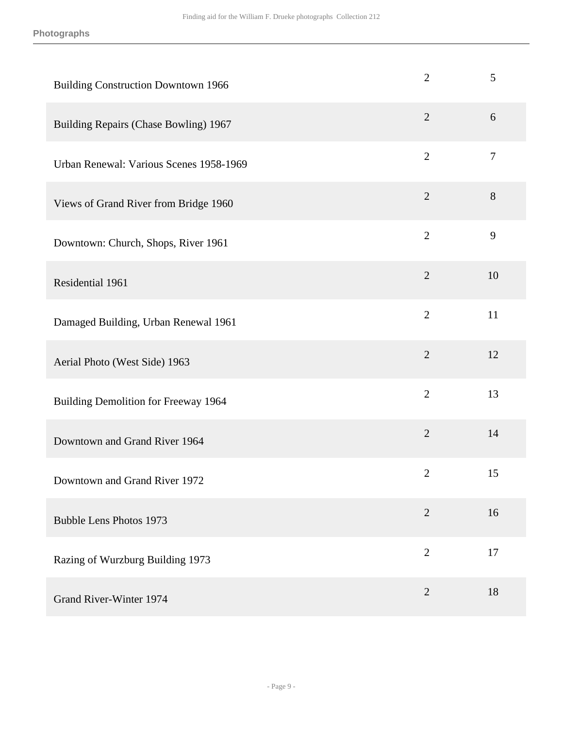| | | |
|---|---|---|
| Building Construction Downtown 1966 | 2 | 5 |
| Building Repairs (Chase Bowling) 1967 | 2 | 6 |
| Urban Renewal: Various Scenes 1958-1969 | 2 | 7 |
| Views of Grand River from Bridge 1960 | 2 | 8 |
| Downtown: Church, Shops, River 1961 | 2 | 9 |
| Residential 1961 | 2 | 10 |
| Damaged Building, Urban Renewal 1961 | 2 | 11 |
| Aerial Photo (West Side) 1963 | 2 | 12 |
| Building Demolition for Freeway 1964 | 2 | 13 |
| Downtown and Grand River 1964 | 2 | 14 |
| Downtown and Grand River 1972 | 2 | 15 |
| Bubble Lens Photos 1973 | 2 | 16 |
| Razing of Wurzburg Building 1973 | 2 | 17 |
| Grand River-Winter 1974 | 2 | 18 |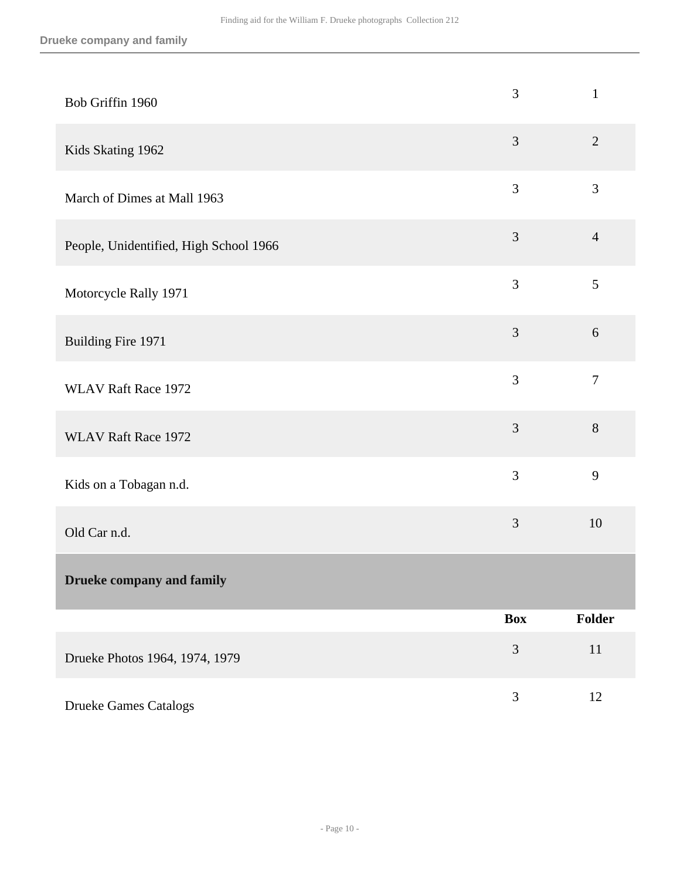| | Box | Folder |
|---|---|---|
| Bob Griffin 1960 | 3 | 1 |
| Kids Skating 1962 | 3 | 2 |
| March of Dimes at Mall 1963 | 3 | 3 |
| People, Unidentified, High School 1966 | 3 | 4 |
| Motorcycle Rally 1971 | 3 | 5 |
| Building Fire 1971 | 3 | 6 |
| WLAV Raft Race 1972 | 3 | 7 |
| WLAV Raft Race 1972 | 3 | 8 |
| Kids on a Tobagan n.d. | 3 | 9 |
| Old Car n.d. | 3 | 10 |

## Drueke company and family

| | Box | Folder |
|---|---|---|
| Drueke Photos 1964, 1974, 1979 | 3 | 11 |
| Drueke Games Catalogs | 3 | 12 |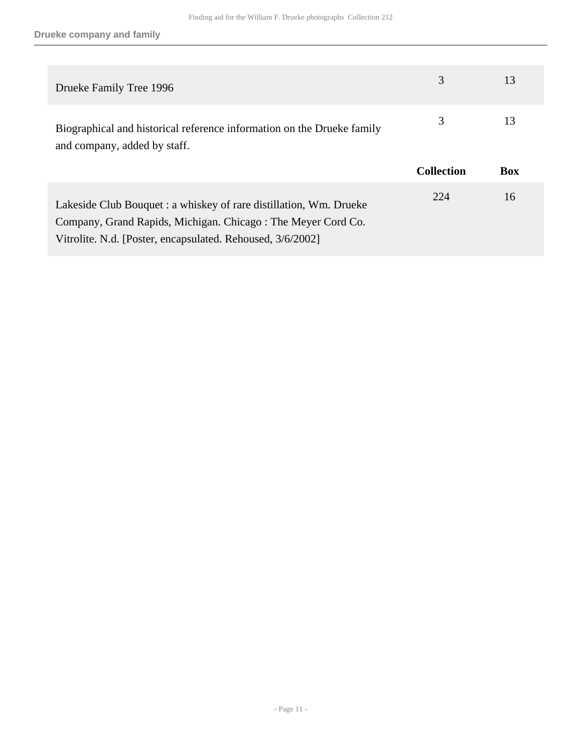## Drueke company and family

| | | |
|---|---|---|
| Drueke Family Tree 1996 | 3 | 13 |
| Biographical and historical reference information on the Drueke family and company, added by staff. | 3 | 13 |

| | Collection | Box |
|---|---|---|
| Lakeside Club Bouquet : a whiskey of rare distillation, Wm. Drueke Company, Grand Rapids, Michigan. Chicago : The Meyer Cord Co. Vitrolite. N.d. [Poster, encapsulated. Rehoused, 3/6/2002] | 224 | 16 |